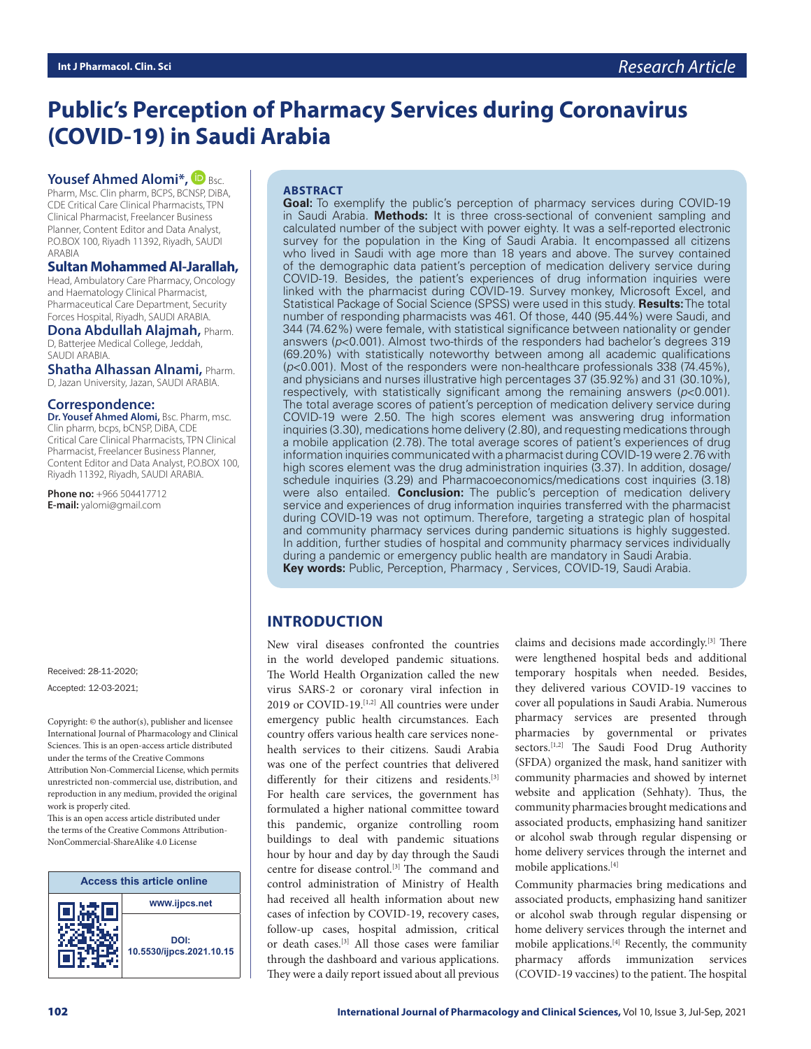# Public's Perception of Pharmacy Services during Coronavirus (COVID-19) in Saudi Arabia

**Yousef Ahmed Alomi\*,** Bsc. Pharm, Msc. Clin pharm, BCPS, BCNSP, DiBA, CDE Critical Care Clinical Pharmacists, TPN Clinical Pharmacist, Freelancer Business Planner, Content Editor and Data Analyst, P.O.BOX 100, Riyadh 11392, Riyadh, SAUDI ARABIA

**Sultan Mohammed Al-Jarallah,** Head, Ambulatory Care Pharmacy, Oncology and Haematology Clinical Pharmacist, Pharmaceutical Care Department, Security Forces Hospital, Riyadh, SAUDI ARABIA.

**Dona Abdullah Alajmah,** Pharm. D, Batterjee Medical College, Jeddah, SAUDI ARABIA.

**Shatha Alhassan Alnami,** Pharm. D, Jazan University, Jazan, SAUDI ARABIA.

**Correspondence:**
**Dr. Yousef Ahmed Alomi,** Bsc. Pharm, msc. Clin pharm, bcps, bCNSP, DiBA, CDE Critical Care Clinical Pharmacists, TPN Clinical Pharmacist, Freelancer Business Planner, Content Editor and Data Analyst, P.O.BOX 100, Riyadh 11392, Riyadh, SAUDI ARABIA.

**Phone no:** +966 504417712
**E-mail:** yalomi@gmail.com

Received: 28-11-2020;
Accepted: 12-03-2021;

Copyright: © the author(s), publisher and licensee International Journal of Pharmacology and Clinical Sciences. This is an open-access article distributed under the terms of the Creative Commons Attribution Non-Commercial License, which permits unrestricted non-commercial use, distribution, and reproduction in any medium, provided the original work is properly cited.
This is an open access article distributed under the terms of the Creative Commons Attribution-NonCommercial-ShareAlike 4.0 License

**Access this article online**
www.ijpcs.net
DOI: 10.5530/ijpcs.2021.10.15

## ABSTRACT

**Goal:** To exemplify the public's perception of pharmacy services during COVID-19 in Saudi Arabia. **Methods:** It is three cross-sectional of convenient sampling and calculated number of the subject with power eighty. It was a self-reported electronic survey for the population in the King of Saudi Arabia. It encompassed all citizens who lived in Saudi with age more than 18 years and above. The survey contained of the demographic data patient's perception of medication delivery service during COVID-19. Besides, the patient's experiences of drug information inquiries were linked with the pharmacist during COVID-19. Survey monkey, Microsoft Excel, and Statistical Package of Social Science (SPSS) were used in this study. **Results:** The total number of responding pharmacists was 461. Of those, 440 (95.44%) were Saudi, and 344 (74.62%) were female, with statistical significance between nationality or gender answers ($p<0.001$). Almost two-thirds of the responders had bachelor's degrees 319 (69.20%) with statistically noteworthy between among all academic qualifications ($p<0.001$). Most of the responders were non-healthcare professionals 338 (74.45%), and physicians and nurses illustrative high percentages 37 (35.92%) and 31 (30.10%), respectively, with statistically significant among the remaining answers ($p<0.001$). The total average scores of patient's perception of medication delivery service during COVID-19 were 2.50. The high scores element was answering drug information inquiries (3.30), medications home delivery (2.80), and requesting medications through a mobile application (2.78). The total average scores of patient's experiences of drug information inquiries communicated with a pharmacist during COVID-19 were 2.76 with high scores element was the drug administration inquiries (3.37). In addition, dosage/schedule inquiries (3.29) and Pharmacoeconomics/medications cost inquiries (3.18) were also entailed. **Conclusion:** The public's perception of medication delivery service and experiences of drug information inquiries transferred with the pharmacist during COVID-19 was not optimum. Therefore, targeting a strategic plan of hospital and community pharmacy services during pandemic situations is highly suggested. In addition, further studies of hospital and community pharmacy services individually during a pandemic or emergency public health are mandatory in Saudi Arabia.

**Key words:** Public, Perception, Pharmacy , Services, COVID-19, Saudi Arabia.

## INTRODUCTION

New viral diseases confronted the countries in the world developed pandemic situations. The World Health Organization called the new virus SARS-2 or coronary viral infection in 2019 or COVID-19.[1,2] All countries were under emergency public health circumstances. Each country offers various health care services none-health services to their citizens. Saudi Arabia was one of the perfect countries that delivered differently for their citizens and residents.[3] For health care services, the government has formulated a higher national committee toward this pandemic, organize controlling room buildings to deal with pandemic situations hour by hour and day by day through the Saudi centre for disease control.[3] The command and control administration of Ministry of Health had received all health information about new cases of infection by COVID-19, recovery cases, follow-up cases, hospital admission, critical or death cases.[3] All those cases were familiar through the dashboard and various applications. They were a daily report issued about all previous claims and decisions made accordingly.[3] There were lengthened hospital beds and additional temporary hospitals when needed. Besides, they delivered various COVID-19 vaccines to cover all populations in Saudi Arabia. Numerous pharmacy services are presented through pharmacies by governmental or privates sectors.[1,2] The Saudi Food Drug Authority (SFDA) organized the mask, hand sanitizer with community pharmacies and showed by internet website and application (Sehhaty). Thus, the community pharmacies brought medications and associated products, emphasizing hand sanitizer or alcohol swab through regular dispensing or home delivery services through the internet and mobile applications.[4]

Community pharmacies bring medications and associated products, emphasizing hand sanitizer or alcohol swab through regular dispensing or home delivery services through the internet and mobile applications.[4] Recently, the community pharmacy affords immunization services (COVID-19 vaccines) to the patient. The hospital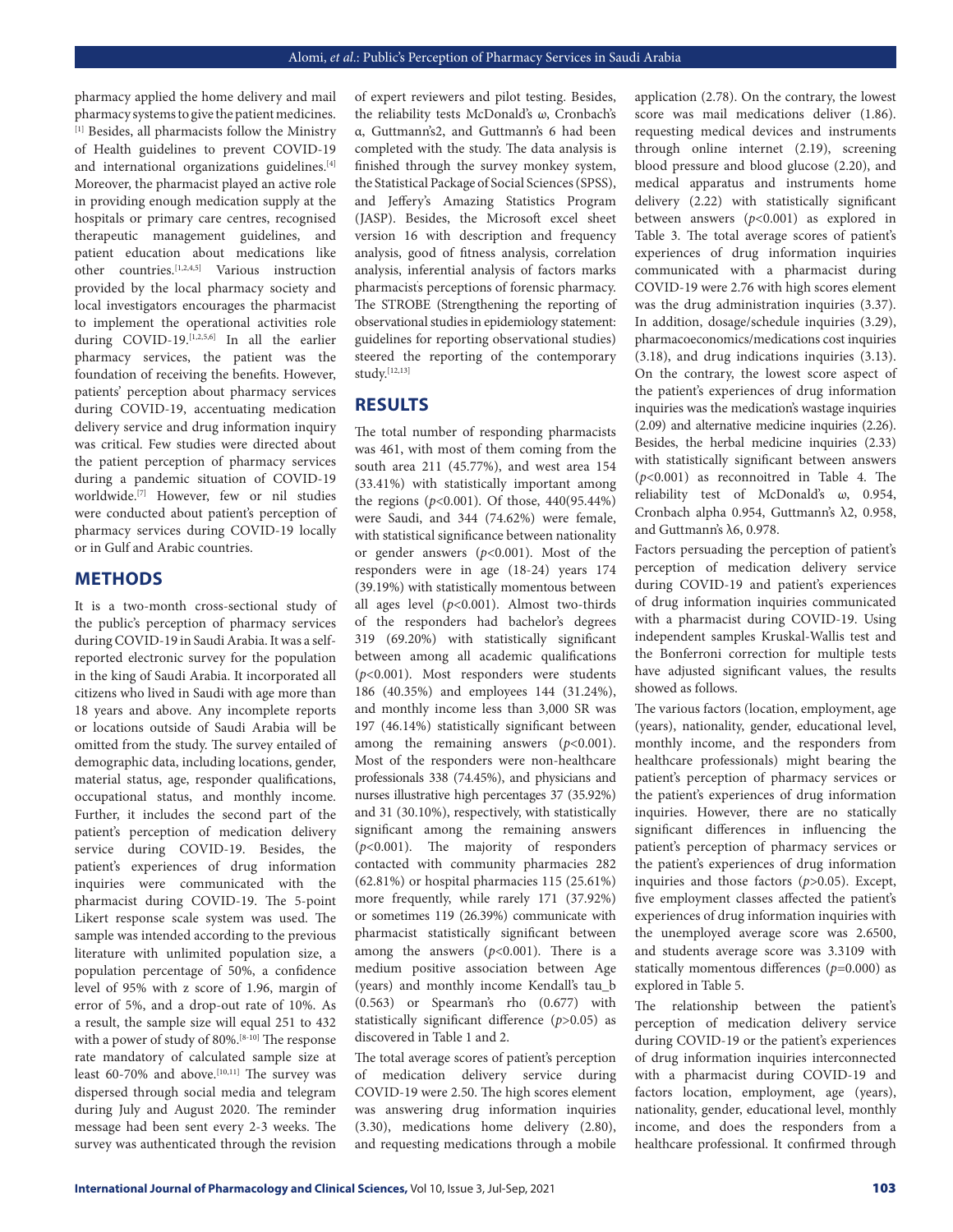pharmacy applied the home delivery and mail pharmacy systems to give the patient medicines.[1] Besides, all pharmacists follow the Ministry of Health guidelines to prevent COVID-19 and international organizations guidelines.[4] Moreover, the pharmacist played an active role in providing enough medication supply at the hospitals or primary care centres, recognised therapeutic management guidelines, and patient education about medications like other countries.[1,2,4,5] Various instruction provided by the local pharmacy society and local investigators encourages the pharmacist to implement the operational activities role during COVID-19.[1,2,5,6] In all the earlier pharmacy services, the patient was the foundation of receiving the benefits. However, patients' perception about pharmacy services during COVID-19, accentuating medication delivery service and drug information inquiry was critical. Few studies were directed about the patient perception of pharmacy services during a pandemic situation of COVID-19 worldwide.[7] However, few or nil studies were conducted about patient's perception of pharmacy services during COVID-19 locally or in Gulf and Arabic countries.

## METHODS

It is a two-month cross-sectional study of the public's perception of pharmacy services during COVID-19 in Saudi Arabia. It was a self-reported electronic survey for the population in the king of Saudi Arabia. It incorporated all citizens who lived in Saudi with age more than 18 years and above. Any incomplete reports or locations outside of Saudi Arabia will be omitted from the study. The survey entailed of demographic data, including locations, gender, material status, age, responder qualifications, occupational status, and monthly income. Further, it includes the second part of the patient's perception of medication delivery service during COVID-19. Besides, the patient's experiences of drug information inquiries were communicated with the pharmacist during COVID-19. The 5-point Likert response scale system was used. The sample was intended according to the previous literature with unlimited population size, a population percentage of 50%, a confidence level of 95% with z score of 1.96, margin of error of 5%, and a drop-out rate of 10%. As a result, the sample size will equal 251 to 432 with a power of study of 80%.[8-10] The response rate mandatory of calculated sample size at least 60-70% and above.[10,11] The survey was dispersed through social media and telegram during July and August 2020. The reminder message had been sent every 2-3 weeks. The survey was authenticated through the revision of expert reviewers and pilot testing. Besides, the reliability tests McDonald's ω, Cronbach's α, Guttmann's2, and Guttmann's 6 had been completed with the study. The data analysis is finished through the survey monkey system, the Statistical Package of Social Sciences (SPSS), and Jeffery's Amazing Statistics Program (JASP). Besides, the Microsoft excel sheet version 16 with description and frequency analysis, good of fitness analysis, correlation analysis, inferential analysis of factors marks pharmacist's perceptions of forensic pharmacy. The STROBE (Strengthening the reporting of observational studies in epidemiology statement: guidelines for reporting observational studies) steered the reporting of the contemporary study.[12,13]

## RESULTS

The total number of responding pharmacists was 461, with most of them coming from the south area 211 (45.77%), and west area 154 (33.41%) with statistically important among the regions ($p<0.001$). Of those, 440(95.44%) were Saudi, and 344 (74.62%) were female, with statistical significance between nationality or gender answers ($p<0.001$). Most of the responders were in age (18-24) years 174 (39.19%) with statistically momentous between all ages level ($p<0.001$). Almost two-thirds of the responders had bachelor's degrees 319 (69.20%) with statistically significant between among all academic qualifications ($p<0.001$). Most responders were students 186 (40.35%) and employees 144 (31.24%), and monthly income less than 3,000 SR was 197 (46.14%) statistically significant between among the remaining answers ($p<0.001$). Most of the responders were non-healthcare professionals 338 (74.45%), and physicians and nurses illustrative high percentages 37 (35.92%) and 31 (30.10%), respectively, with statistically significant among the remaining answers ($p<0.001$). The majority of responders contacted with community pharmacies 282 (62.81%) or hospital pharmacies 115 (25.61%) more frequently, while rarely 171 (37.92%) or sometimes 119 (26.39%) communicate with pharmacist statistically significant between among the answers ($p<0.001$). There is a medium positive association between Age (years) and monthly income Kendall's tau_b (0.563) or Spearman's rho (0.677) with statistically significant difference ($p>0.05$) as discovered in Table 1 and 2.

The total average scores of patient's perception of medication delivery service during COVID-19 were 2.50. The high scores element was answering drug information inquiries (3.30), medications home delivery (2.80), and requesting medications through a mobile application (2.78). On the contrary, the lowest score was mail medications deliver (1.86). requesting medical devices and instruments through online internet (2.19), screening blood pressure and blood glucose (2.20), and medical apparatus and instruments home delivery (2.22) with statistically significant between answers ($p<0.001$) as explored in Table 3. The total average scores of patient's experiences of drug information inquiries communicated with a pharmacist during COVID-19 were 2.76 with high scores element was the drug administration inquiries (3.37). In addition, dosage/schedule inquiries (3.29), pharmacoeconomics/medications cost inquiries (3.18), and drug indications inquiries (3.13). On the contrary, the lowest score aspect of the patient's experiences of drug information inquiries was the medication's wastage inquiries (2.09) and alternative medicine inquiries (2.26). Besides, the herbal medicine inquiries (2.33) with statistically significant between answers ($p<0.001$) as reconnoitred in Table 4. The reliability test of McDonald's ω, 0.954, Cronbach alpha 0.954, Guttmann's λ2, 0.958, and Guttmann's λ6, 0.978.

Factors persuading the perception of patient's perception of medication delivery service during COVID-19 and patient's experiences of drug information inquiries communicated with a pharmacist during COVID-19. Using independent samples Kruskal-Wallis test and the Bonferroni correction for multiple tests have adjusted significant values, the results showed as follows.

The various factors (location, employment, age (years), nationality, gender, educational level, monthly income, and the responders from healthcare professionals) might bearing the patient's perception of pharmacy services or the patient's experiences of drug information inquiries. However, there are no statically significant differences in influencing the patient's perception of pharmacy services or the patient's experiences of drug information inquiries and those factors ($p>0.05$). Except, five employment classes affected the patient's experiences of drug information inquiries with the unemployed average score was 2.6500, and students average score was 3.3109 with statically momentous differences ($p=0.000$) as explored in Table 5.

The relationship between the patient's perception of medication delivery service during COVID-19 or the patient's experiences of drug information inquiries interconnected with a pharmacist during COVID-19 and factors location, employment, age (years), nationality, gender, educational level, monthly income, and does the responders from a healthcare professional. It confirmed through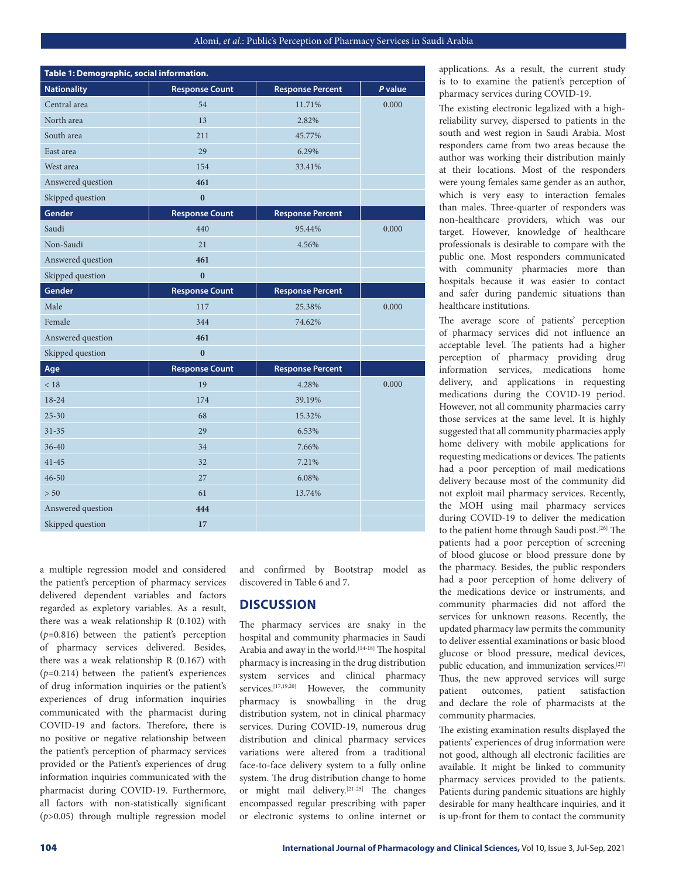**Table 1: Demographic, social information.**

| Nationality | Response Count | Response Percent | *P* value |
|---|---|---|---|
| Central area | 54 | 11.71% | 0.000 |
| North area | 13 | 2.82% | |
| South area | 211 | 45.77% | |
| East area | 29 | 6.29% | |
| West area | 154 | 33.41% | |
| Answered question | **461** | | |
| Skipped question | **0** | | |
| **Gender** | **Response Count** | **Response Percent** | |
| Saudi | 440 | 95.44% | 0.000 |
| Non-Saudi | 21 | 4.56% | |
| Answered question | **461** | | |
| Skipped question | **0** | | |
| **Gender** | **Response Count** | **Response Percent** | |
| Male | 117 | 25.38% | 0.000 |
| Female | 344 | 74.62% | |
| Answered question | **461** | | |
| Skipped question | **0** | | |
| **Age** | **Response Count** | **Response Percent** | |
| < 18 | 19 | 4.28% | 0.000 |
| 18-24 | 174 | 39.19% | |
| 25-30 | 68 | 15.32% | |
| 31-35 | 29 | 6.53% | |
| 36-40 | 34 | 7.66% | |
| 41-45 | 32 | 7.21% | |
| 46-50 | 27 | 6.08% | |
| > 50 | 61 | 13.74% | |
| Answered question | **444** | | |
| Skipped question | **17** | | |

a multiple regression model and considered the patient's perception of pharmacy services delivered dependent variables and factors regarded as expletory variables. As a result, there was a weak relationship R (0.102) with ($p$=0.816) between the patient's perception of pharmacy services delivered. Besides, there was a weak relationship R (0.167) with ($p$=0.214) between the patient's experiences of drug information inquiries or the patient's experiences of drug information inquiries communicated with the pharmacist during COVID-19 and factors. Therefore, there is no positive or negative relationship between the patient's perception of pharmacy services provided or the Patient's experiences of drug information inquiries communicated with the pharmacist during COVID-19. Furthermore, all factors with non-statistically significant ($p$>0.05) through multiple regression model and confirmed by Bootstrap model as discovered in Table 6 and 7.

## DISCUSSION

The pharmacy services are snaky in the hospital and community pharmacies in Saudi Arabia and away in the world.[14-18] The hospital pharmacy is increasing in the drug distribution system services and clinical pharmacy services.[17,19,20] However, the community pharmacy is snowballing in the drug distribution system, not in clinical pharmacy services. During COVID-19, numerous drug distribution and clinical pharmacy services variations were altered from a traditional face-to-face delivery system to a fully online system. The drug distribution change to home or might mail delivery.[21-25] The changes encompassed regular prescribing with paper or electronic systems to online internet or applications. As a result, the current study is to to examine the patient's perception of pharmacy services during COVID-19.

The existing electronic legalized with a high-reliability survey, dispersed to patients in the south and west region in Saudi Arabia. Most responders came from two areas because the author was working their distribution mainly at their locations. Most of the responders were young females same gender as an author, which is very easy to interaction females than males. Three-quarter of responders was non-healthcare providers, which was our target. However, knowledge of healthcare professionals is desirable to compare with the public one. Most responders communicated with community pharmacies more than hospitals because it was easier to contact and safer during pandemic situations than healthcare institutions.

The average score of patients' perception of pharmacy services did not influence an acceptable level. The patients had a higher perception of pharmacy providing drug information services, medications home delivery, and applications in requesting medications during the COVID-19 period. However, not all community pharmacies carry those services at the same level. It is highly suggested that all community pharmacies apply home delivery with mobile applications for requesting medications or devices. The patients had a poor perception of mail medications delivery because most of the community did not exploit mail pharmacy services. Recently, the MOH using mail pharmacy services during COVID-19 to deliver the medication to the patient home through Saudi post.[26] The patients had a poor perception of screening of blood glucose or blood pressure done by the pharmacy. Besides, the public responders had a poor perception of home delivery of the medications device or instruments, and community pharmacies did not afford the services for unknown reasons. Recently, the updated pharmacy law permits the community to deliver essential examinations or basic blood glucose or blood pressure, medical devices, public education, and immunization services.[27] Thus, the new approved services will surge patient outcomes, patient satisfaction and declare the role of pharmacists at the community pharmacies.

The existing examination results displayed the patients' experiences of drug information were not good, although all electronic facilities are available. It might be linked to community pharmacy services provided to the patients. Patients during pandemic situations are highly desirable for many healthcare inquiries, and it is up-front for them to contact the community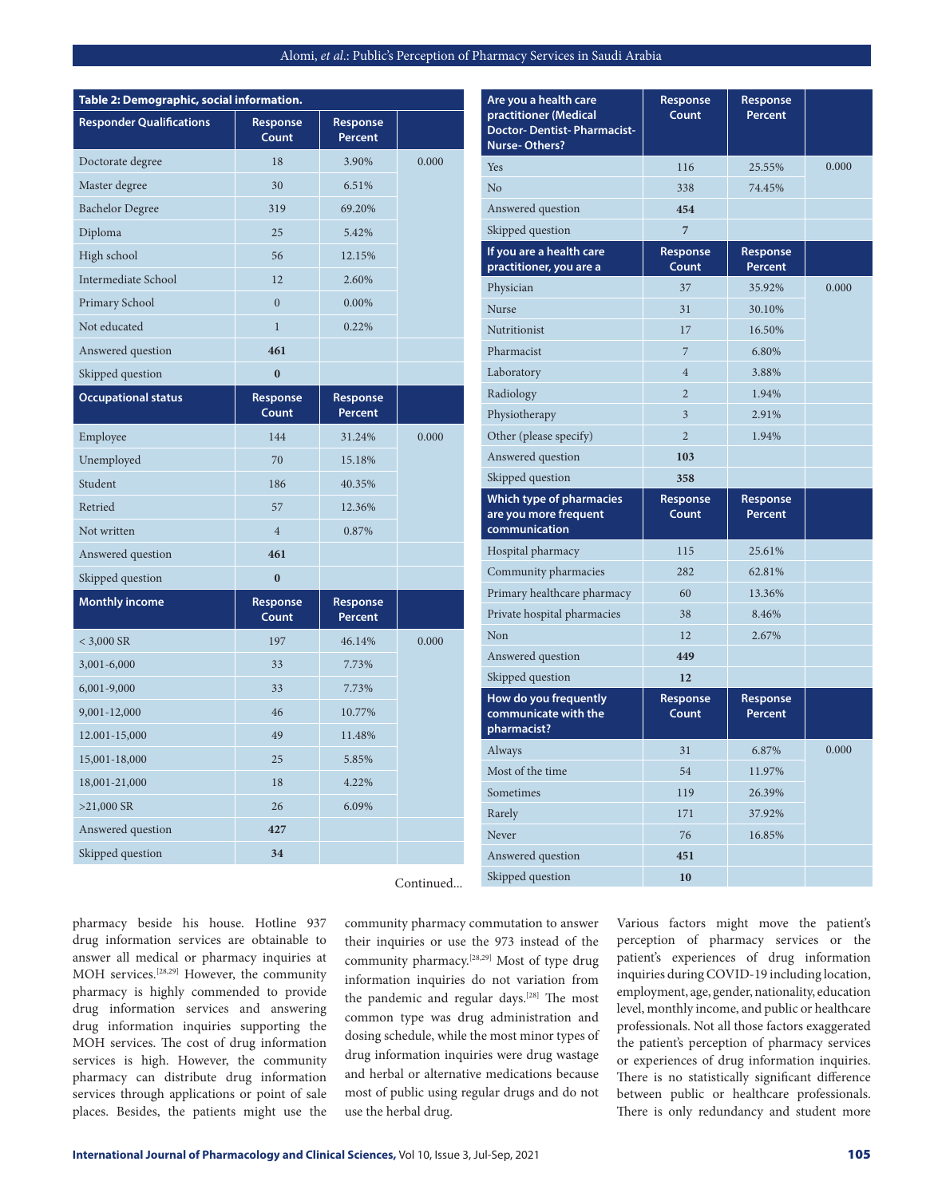**Table 2: Demographic, social information.**

| Responder Qualifications | Response Count | Response Percent | |
|---|---|---|---|
| Doctorate degree | 18 | 3.90% | 0.000 |
| Master degree | 30 | 6.51% | |
| Bachelor Degree | 319 | 69.20% | |
| Diploma | 25 | 5.42% | |
| High school | 56 | 12.15% | |
| Intermediate School | 12 | 2.60% | |
| Primary School | 0 | 0.00% | |
| Not educated | 1 | 0.22% | |
| Answered question | **461** | | |
| Skipped question | **0** | | |
| **Occupational status** | **Response Count** | **Response Percent** | |
| Employee | 144 | 31.24% | 0.000 |
| Unemployed | 70 | 15.18% | |
| Student | 186 | 40.35% | |
| Retried | 57 | 12.36% | |
| Not written | 4 | 0.87% | |
| Answered question | **461** | | |
| Skipped question | **0** | | |
| **Monthly income** | **Response Count** | **Response Percent** | |
| < 3,000 SR | 197 | 46.14% | 0.000 |
| 3,001-6,000 | 33 | 7.73% | |
| 6,001-9,000 | 33 | 7.73% | |
| 9,001-12,000 | 46 | 10.77% | |
| 12.001-15,000 | 49 | 11.48% | |
| 15,001-18,000 | 25 | 5.85% | |
| 18,001-21,000 | 18 | 4.22% | |
| >21,000 SR | 26 | 6.09% | |
| Answered question | **427** | | |
| Skipped question | **34** | | |
| **Are you a health care practitioner (Medical Doctor- Dentist- Pharmacist- Nurse- Others?** | **Response Count** | **Response Percent** | |
| Yes | 116 | 25.55% | 0.000 |
| No | 338 | 74.45% | |
| Answered question | **454** | | |
| Skipped question | **7** | | |
| **If you are a health care practitioner, you are a** | **Response Count** | **Response Percent** | |
| Physician | 37 | 35.92% | 0.000 |
| Nurse | 31 | 30.10% | |
| Nutritionist | 17 | 16.50% | |
| Pharmacist | 7 | 6.80% | |
| Laboratory | 4 | 3.88% | |
| Radiology | 2 | 1.94% | |
| Physiotherapy | 3 | 2.91% | |
| Other (please specify) | 2 | 1.94% | |
| Answered question | **103** | | |
| Skipped question | **358** | | |
| **Which type of pharmacies are you more frequent communication** | **Response Count** | **Response Percent** | |
| Hospital pharmacy | 115 | 25.61% | |
| Community pharmacies | 282 | 62.81% | |
| Primary healthcare pharmacy | 60 | 13.36% | |
| Private hospital pharmacies | 38 | 8.46% | |
| Non | 12 | 2.67% | |
| Answered question | **449** | | |
| Skipped question | **12** | | |
| **How do you frequently communicate with the pharmacist?** | **Response Count** | **Response Percent** | |
| Always | 31 | 6.87% | 0.000 |
| Most of the time | 54 | 11.97% | |
| Sometimes | 119 | 26.39% | |
| Rarely | 171 | 37.92% | |
| Never | 76 | 16.85% | |
| Answered question | **451** | | |
| Skipped question | **10** | | |

Continued...

pharmacy beside his house. Hotline 937 drug information services are obtainable to answer all medical or pharmacy inquiries at MOH services.[28,29] However, the community pharmacy is highly commended to provide drug information services and answering drug information inquiries supporting the MOH services. The cost of drug information services is high. However, the community pharmacy can distribute drug information services through applications or point of sale places. Besides, the patients might use the community pharmacy commutation to answer their inquiries or use the 973 instead of the community pharmacy.[28,29] Most of type drug information inquiries do not variation from the pandemic and regular days.[28] The most common type was drug administration and dosing schedule, while the most minor types of drug information inquiries were drug wastage and herbal or alternative medications because most of public using regular drugs and do not use the herbal drug.

Various factors might move the patient's perception of pharmacy services or the patient's experiences of drug information inquiries during COVID-19 including location, employment, age, gender, nationality, education level, monthly income, and public or healthcare professionals. Not all those factors exaggerated the patient's perception of pharmacy services or experiences of drug information inquiries. There is no statistically significant difference between public or healthcare professionals. There is only redundancy and student more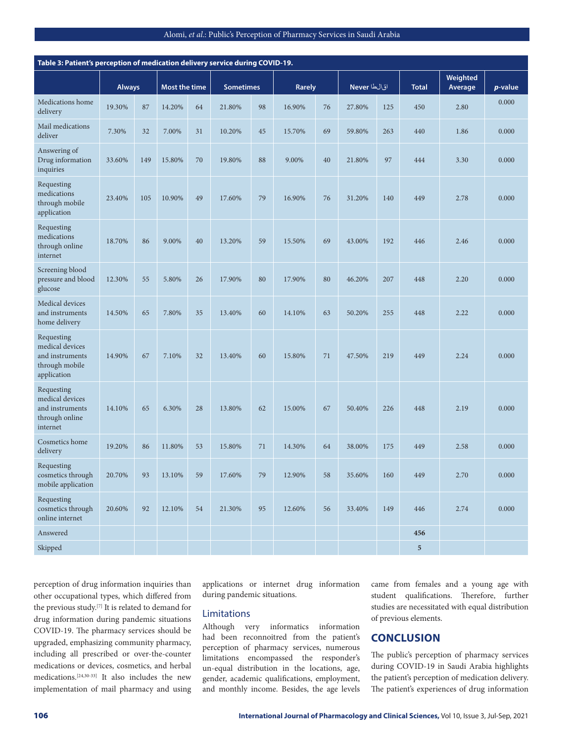**Table 3: Patient's perception of medication delivery service during COVID-19.**

| | Always | | Most the time | | Sometimes | | Rarely | | Never اقالطا | | Total | Weighted Average | p-value |
|---|---|---|---|---|---|---|---|---|---|---|---|---|---|
| Medications home delivery | 19.30% | 87 | 14.20% | 64 | 21.80% | 98 | 16.90% | 76 | 27.80% | 125 | 450 | 2.80 | 0.000 |
| Mail medications deliver | 7.30% | 32 | 7.00% | 31 | 10.20% | 45 | 15.70% | 69 | 59.80% | 263 | 440 | 1.86 | 0.000 |
| Answering of Drug information inquiries | 33.60% | 149 | 15.80% | 70 | 19.80% | 88 | 9.00% | 40 | 21.80% | 97 | 444 | 3.30 | 0.000 |
| Requesting medications through mobile application | 23.40% | 105 | 10.90% | 49 | 17.60% | 79 | 16.90% | 76 | 31.20% | 140 | 449 | 2.78 | 0.000 |
| Requesting medications through online internet | 18.70% | 86 | 9.00% | 40 | 13.20% | 59 | 15.50% | 69 | 43.00% | 192 | 446 | 2.46 | 0.000 |
| Screening blood pressure and blood glucose | 12.30% | 55 | 5.80% | 26 | 17.90% | 80 | 17.90% | 80 | 46.20% | 207 | 448 | 2.20 | 0.000 |
| Medical devices and instruments home delivery | 14.50% | 65 | 7.80% | 35 | 13.40% | 60 | 14.10% | 63 | 50.20% | 255 | 448 | 2.22 | 0.000 |
| Requesting medical devices and instruments through mobile application | 14.90% | 67 | 7.10% | 32 | 13.40% | 60 | 15.80% | 71 | 47.50% | 219 | 449 | 2.24 | 0.000 |
| Requesting medical devices and instruments through online internet | 14.10% | 65 | 6.30% | 28 | 13.80% | 62 | 15.00% | 67 | 50.40% | 226 | 448 | 2.19 | 0.000 |
| Cosmetics home delivery | 19.20% | 86 | 11.80% | 53 | 15.80% | 71 | 14.30% | 64 | 38.00% | 175 | 449 | 2.58 | 0.000 |
| Requesting cosmetics through mobile application | 20.70% | 93 | 13.10% | 59 | 17.60% | 79 | 12.90% | 58 | 35.60% | 160 | 449 | 2.70 | 0.000 |
| Requesting cosmetics through online internet | 20.60% | 92 | 12.10% | 54 | 21.30% | 95 | 12.60% | 56 | 33.40% | 149 | 446 | 2.74 | 0.000 |
| Answered | | | | | | | | | | | 456 | | |
| Skipped | | | | | | | | | | | 5 | | |

perception of drug information inquiries than other occupational types, which differed from the previous study.[7] It is related to demand for drug information during pandemic situations COVID-19. The pharmacy services should be upgraded, emphasizing community pharmacy, including all prescribed or over-the-counter medications or devices, cosmetics, and herbal medications.[24,30-33] It also includes the new implementation of mail pharmacy and using applications or internet drug information during pandemic situations.

### Limitations

Although very informatics information had been reconnoitred from the patient's perception of pharmacy services, numerous limitations encompassed the responder's un-equal distribution in the locations, age, gender, academic qualifications, employment, and monthly income. Besides, the age levels came from females and a young age with student qualifications. Therefore, further studies are necessitated with equal distribution of previous elements.

## CONCLUSION

The public's perception of pharmacy services during COVID-19 in Saudi Arabia highlights the patient's perception of medication delivery. The patient's experiences of drug information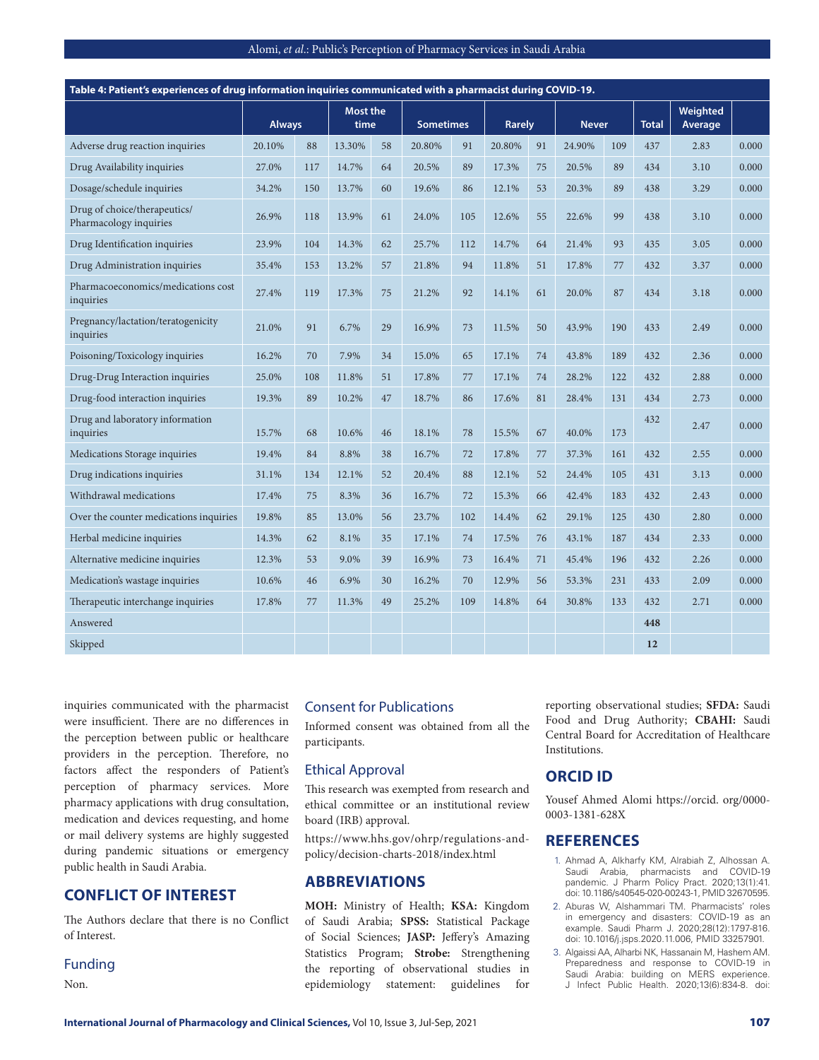**Table 4: Patient's experiences of drug information inquiries communicated with a pharmacist during COVID-19.**

| | Always | | Most the time | | Sometimes | | Rarely | | Never | | Total | Weighted Average | |
|---|---|---|---|---|---|---|---|---|---|---|---|---|---|
| Adverse drug reaction inquiries | 20.10% | 88 | 13.30% | 58 | 20.80% | 91 | 20.80% | 91 | 24.90% | 109 | 437 | 2.83 | 0.000 |
| Drug Availability inquiries | 27.0% | 117 | 14.7% | 64 | 20.5% | 89 | 17.3% | 75 | 20.5% | 89 | 434 | 3.10 | 0.000 |
| Dosage/schedule inquiries | 34.2% | 150 | 13.7% | 60 | 19.6% | 86 | 12.1% | 53 | 20.3% | 89 | 438 | 3.29 | 0.000 |
| Drug of choice/therapeutics/ Pharmacology inquiries | 26.9% | 118 | 13.9% | 61 | 24.0% | 105 | 12.6% | 55 | 22.6% | 99 | 438 | 3.10 | 0.000 |
| Drug Identification inquiries | 23.9% | 104 | 14.3% | 62 | 25.7% | 112 | 14.7% | 64 | 21.4% | 93 | 435 | 3.05 | 0.000 |
| Drug Administration inquiries | 35.4% | 153 | 13.2% | 57 | 21.8% | 94 | 11.8% | 51 | 17.8% | 77 | 432 | 3.37 | 0.000 |
| Pharmacoeconomics/medications cost inquiries | 27.4% | 119 | 17.3% | 75 | 21.2% | 92 | 14.1% | 61 | 20.0% | 87 | 434 | 3.18 | 0.000 |
| Pregnancy/lactation/teratogenicity inquiries | 21.0% | 91 | 6.7% | 29 | 16.9% | 73 | 11.5% | 50 | 43.9% | 190 | 433 | 2.49 | 0.000 |
| Poisoning/Toxicology inquiries | 16.2% | 70 | 7.9% | 34 | 15.0% | 65 | 17.1% | 74 | 43.8% | 189 | 432 | 2.36 | 0.000 |
| Drug-Drug Interaction inquiries | 25.0% | 108 | 11.8% | 51 | 17.8% | 77 | 17.1% | 74 | 28.2% | 122 | 432 | 2.88 | 0.000 |
| Drug-food interaction inquiries | 19.3% | 89 | 10.2% | 47 | 18.7% | 86 | 17.6% | 81 | 28.4% | 131 | 434 | 2.73 | 0.000 |
| Drug and laboratory information inquiries | 15.7% | 68 | 10.6% | 46 | 18.1% | 78 | 15.5% | 67 | 40.0% | 173 | 432 | 2.47 | 0.000 |
| Medications Storage inquiries | 19.4% | 84 | 8.8% | 38 | 16.7% | 72 | 17.8% | 77 | 37.3% | 161 | 432 | 2.55 | 0.000 |
| Drug indications inquiries | 31.1% | 134 | 12.1% | 52 | 20.4% | 88 | 12.1% | 52 | 24.4% | 105 | 431 | 3.13 | 0.000 |
| Withdrawal medications | 17.4% | 75 | 8.3% | 36 | 16.7% | 72 | 15.3% | 66 | 42.4% | 183 | 432 | 2.43 | 0.000 |
| Over the counter medications inquiries | 19.8% | 85 | 13.0% | 56 | 23.7% | 102 | 14.4% | 62 | 29.1% | 125 | 430 | 2.80 | 0.000 |
| Herbal medicine inquiries | 14.3% | 62 | 8.1% | 35 | 17.1% | 74 | 17.5% | 76 | 43.1% | 187 | 434 | 2.33 | 0.000 |
| Alternative medicine inquiries | 12.3% | 53 | 9.0% | 39 | 16.9% | 73 | 16.4% | 71 | 45.4% | 196 | 432 | 2.26 | 0.000 |
| Medication's wastage inquiries | 10.6% | 46 | 6.9% | 30 | 16.2% | 70 | 12.9% | 56 | 53.3% | 231 | 433 | 2.09 | 0.000 |
| Therapeutic interchange inquiries | 17.8% | 77 | 11.3% | 49 | 25.2% | 109 | 14.8% | 64 | 30.8% | 133 | 432 | 2.71 | 0.000 |
| Answered | | | | | | | | | | | 448 | | |
| Skipped | | | | | | | | | | | 12 | | |

inquiries communicated with the pharmacist were insufficient. There are no differences in the perception between public or healthcare providers in the perception. Therefore, no factors affect the responders of Patient's perception of pharmacy services. More pharmacy applications with drug consultation, medication and devices requesting, and home or mail delivery systems are highly suggested during pandemic situations or emergency public health in Saudi Arabia.

## CONFLICT OF INTEREST

The Authors declare that there is no Conflict of Interest.

### Funding

Non.

### Consent for Publications

Informed consent was obtained from all the participants.

### Ethical Approval

This research was exempted from research and ethical committee or an institutional review board (IRB) approval.

https://www.hhs.gov/ohrp/regulations-and-policy/decision-charts-2018/index.html

## ABBREVIATIONS

**MOH:** Ministry of Health; **KSA:** Kingdom of Saudi Arabia; **SPSS:** Statistical Package of Social Sciences; **JASP:** Jeffery's Amazing Statistics Program; **Strobe:** Strengthening the reporting of observational studies in epidemiology statement: guidelines for reporting observational studies; **SFDA:** Saudi Food and Drug Authority; **CBAHI:** Saudi Central Board for Accreditation of Healthcare Institutions.

## ORCID ID

Yousef Ahmed Alomi https://orcid. org/0000-0003-1381-628X

## REFERENCES

1. Ahmad A, Alkharfy KM, Alrabiah Z, Alhossan A. Saudi Arabia, pharmacists and COVID-19 pandemic. J Pharm Policy Pract. 2020;13(1):41. doi: 10.1186/s40545-020-00243-1, PMID 32670595.
2. Aburas W, Alshammari TM. Pharmacists' roles in emergency and disasters: COVID-19 as an example. Saudi Pharm J. 2020;28(12):1797-816. doi: 10.1016/j.jsps.2020.11.006, PMID 33257901.
3. Algaissi AA, Alharbi NK, Hassanain M, Hashem AM. Preparedness and response to COVID-19 in Saudi Arabia: building on MERS experience. J Infect Public Health. 2020;13(6):834-8. doi: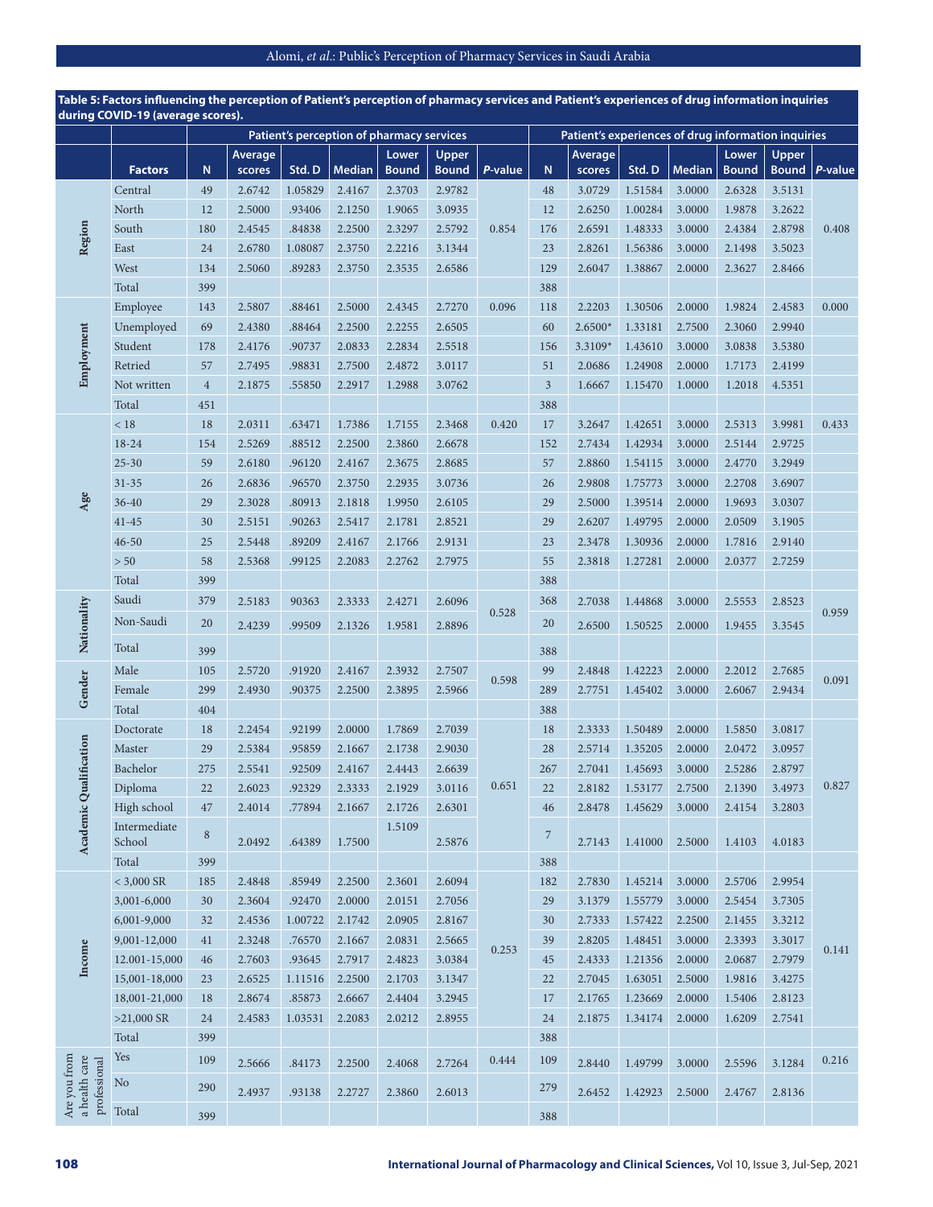**Table 5: Factors influencing the perception of Patient's perception of pharmacy services and Patient's experiences of drug information inquiries during COVID-19 (average scores).**

| | | Patient's perception of pharmacy services | | | | | | | Patient's experiences of drug information inquiries | | | | | | |
|---|---|---|---|---|---|---|---|---|---|---|---|---|---|---|---|
| | **Factors** | **N** | **Average scores** | **Std. D** | **Median** | **Lower Bound** | **Upper Bound** | ***P*-value** | **N** | **Average scores** | **Std. D** | **Median** | **Lower Bound** | **Upper Bound** | ***P*-value** |
| **Region** | Central | 49 | 2.6742 | 1.05829 | 2.4167 | 2.3703 | 2.9782 | 0.854 | 48 | 3.0729 | 1.51584 | 3.0000 | 2.6328 | 3.5131 | 0.408 |
| | North | 12 | 2.5000 | .93406 | 2.1250 | 1.9065 | 3.0935 | | 12 | 2.6250 | 1.00284 | 3.0000 | 1.9878 | 3.2622 | |
| | South | 180 | 2.4545 | .84838 | 2.2500 | 2.3297 | 2.5792 | | 176 | 2.6591 | 1.48333 | 3.0000 | 2.4384 | 2.8798 | |
| | East | 24 | 2.6780 | 1.08087 | 2.3750 | 2.2216 | 3.1344 | | 23 | 2.8261 | 1.56386 | 3.0000 | 2.1498 | 3.5023 | |
| | West | 134 | 2.5060 | .89283 | 2.3750 | 2.3535 | 2.6586 | | 129 | 2.6047 | 1.38867 | 2.0000 | 2.3627 | 2.8466 | |
| | Total | 399 | | | | | | | 388 | | | | | | |
| **Employment** | Employee | 143 | 2.5807 | .88461 | 2.5000 | 2.4345 | 2.7270 | 0.096 | 118 | 2.2203 | 1.30506 | 2.0000 | 1.9824 | 2.4583 | 0.000 |
| | Unemployed | 69 | 2.4380 | .88464 | 2.2500 | 2.2255 | 2.6505 | | 60 | 2.6500* | 1.33181 | 2.7500 | 2.3060 | 2.9940 | |
| | Student | 178 | 2.4176 | .90737 | 2.0833 | 2.2834 | 2.5518 | | 156 | 3.3109* | 1.43610 | 3.0000 | 3.0838 | 3.5380 | |
| | Retried | 57 | 2.7495 | .98831 | 2.7500 | 2.4872 | 3.0117 | | 51 | 2.0686 | 1.24908 | 2.0000 | 1.7173 | 2.4199 | |
| | Not written | 4 | 2.1875 | .55850 | 2.2917 | 1.2988 | 3.0762 | | 3 | 1.6667 | 1.15470 | 1.0000 | 1.2018 | 4.5351 | |
| | Total | 451 | | | | | | | 388 | | | | | | |
| **Age** | < 18 | 18 | 2.0311 | .63471 | 1.7386 | 1.7155 | 2.3468 | 0.420 | 17 | 3.2647 | 1.42651 | 3.0000 | 2.5313 | 3.9981 | 0.433 |
| | 18-24 | 154 | 2.5269 | .88512 | 2.2500 | 2.3860 | 2.6678 | | 152 | 2.7434 | 1.42934 | 3.0000 | 2.5144 | 2.9725 | |
| | 25-30 | 59 | 2.6180 | .96120 | 2.4167 | 2.3675 | 2.8685 | | 57 | 2.8860 | 1.54115 | 3.0000 | 2.4770 | 3.2949 | |
| | 31-35 | 26 | 2.6836 | .96570 | 2.3750 | 2.2935 | 3.0736 | | 26 | 2.9808 | 1.75773 | 3.0000 | 2.2708 | 3.6907 | |
| | 36-40 | 29 | 2.3028 | .80913 | 2.1818 | 1.9950 | 2.6105 | | 29 | 2.5000 | 1.39514 | 2.0000 | 1.9693 | 3.0307 | |
| | 41-45 | 30 | 2.5151 | .90263 | 2.5417 | 2.1781 | 2.8521 | | 29 | 2.6207 | 1.49795 | 2.0000 | 2.0509 | 3.1905 | |
| | 46-50 | 25 | 2.5448 | .89209 | 2.4167 | 2.1766 | 2.9131 | | 23 | 2.3478 | 1.30936 | 2.0000 | 1.7816 | 2.9140 | |
| | > 50 | 58 | 2.5368 | .99125 | 2.2083 | 2.2762 | 2.7975 | | 55 | 2.3818 | 1.27281 | 2.0000 | 2.0377 | 2.7259 | |
| | Total | 399 | | | | | | | 388 | | | | | | |
| **Nationality** | Saudi | 379 | 2.5183 | 90363 | 2.3333 | 2.4271 | 2.6096 | 0.528 | 368 | 2.7038 | 1.44868 | 3.0000 | 2.5553 | 2.8523 | 0.959 |
| | Non-Saudi | 20 | 2.4239 | .99509 | 2.1326 | 1.9581 | 2.8896 | | 20 | 2.6500 | 1.50525 | 2.0000 | 1.9455 | 3.3545 | |
| | Total | 399 | | | | | | | 388 | | | | | | |
| **Gender** | Male | 105 | 2.5720 | .91920 | 2.4167 | 2.3932 | 2.7507 | 0.598 | 99 | 2.4848 | 1.42223 | 2.0000 | 2.2012 | 2.7685 | 0.091 |
| | Female | 299 | 2.4930 | .90375 | 2.2500 | 2.3895 | 2.5966 | | 289 | 2.7751 | 1.45402 | 3.0000 | 2.6067 | 2.9434 | |
| | Total | 404 | | | | | | | 388 | | | | | | |
| **Academic Qualification** | Doctorate | 18 | 2.2454 | .92199 | 2.0000 | 1.7869 | 2.7039 | 0.651 | 18 | 2.3333 | 1.50489 | 2.0000 | 1.5850 | 3.0817 | 0.827 |
| | Master | 29 | 2.5384 | .95859 | 2.1667 | 2.1738 | 2.9030 | | 28 | 2.5714 | 1.35205 | 2.0000 | 2.0472 | 3.0957 | |
| | Bachelor | 275 | 2.5541 | .92509 | 2.4167 | 2.4443 | 2.6639 | | 267 | 2.7041 | 1.45693 | 3.0000 | 2.5286 | 2.8797 | |
| | Diploma | 22 | 2.6023 | .92329 | 2.3333 | 2.1929 | 3.0116 | | 22 | 2.8182 | 1.53177 | 2.7500 | 2.1390 | 3.4973 | |
| | High school | 47 | 2.4014 | .77894 | 2.1667 | 2.1726 | 2.6301 | | 46 | 2.8478 | 1.45629 | 3.0000 | 2.4154 | 3.2803 | |
| | Intermediate School | 8 | 2.0492 | .64389 | 1.7500 | 1.5109 | 2.5876 | | 7 | 2.7143 | 1.41000 | 2.5000 | 1.4103 | 4.0183 | |
| | Total | 399 | | | | | | | 388 | | | | | | |
| **Income** | < 3,000 SR | 185 | 2.4848 | .85949 | 2.2500 | 2.3601 | 2.6094 | 0.253 | 182 | 2.7830 | 1.45214 | 3.0000 | 2.5706 | 2.9954 | 0.141 |
| | 3,001-6,000 | 30 | 2.3604 | .92470 | 2.0000 | 2.0151 | 2.7056 | | 29 | 3.1379 | 1.55779 | 3.0000 | 2.5454 | 3.7305 | |
| | 6,001-9,000 | 32 | 2.4536 | 1.00722 | 2.1742 | 2.0905 | 2.8167 | | 30 | 2.7333 | 1.57422 | 2.2500 | 2.1455 | 3.3212 | |
| | 9,001-12,000 | 41 | 2.3248 | .76570 | 2.1667 | 2.0831 | 2.5665 | | 39 | 2.8205 | 1.48451 | 3.0000 | 2.3393 | 3.3017 | |
| | 12.001-15,000 | 46 | 2.7603 | .93645 | 2.7917 | 2.4823 | 3.0384 | | 45 | 2.4333 | 1.21356 | 2.0000 | 2.0687 | 2.7979 | |
| | 15,001-18,000 | 23 | 2.6525 | 1.11516 | 2.2500 | 2.1703 | 3.1347 | | 22 | 2.7045 | 1.63051 | 2.5000 | 1.9816 | 3.4275 | |
| | 18,001-21,000 | 18 | 2.8674 | .85873 | 2.6667 | 2.4404 | 3.2945 | | 17 | 2.1765 | 1.23669 | 2.0000 | 1.5406 | 2.8123 | |
| | >21,000 SR | 24 | 2.4583 | 1.03531 | 2.2083 | 2.0212 | 2.8955 | | 24 | 2.1875 | 1.34174 | 2.0000 | 1.6209 | 2.7541 | |
| | Total | 399 | | | | | | | 388 | | | | | | |
| **Are you from a health care professional** | Yes | 109 | 2.5666 | .84173 | 2.2500 | 2.4068 | 2.7264 | 0.444 | 109 | 2.8440 | 1.49799 | 3.0000 | 2.5596 | 3.1284 | 0.216 |
| | No | 290 | 2.4937 | .93138 | 2.2727 | 2.3860 | 2.6013 | | 279 | 2.6452 | 1.42923 | 2.5000 | 2.4767 | 2.8136 | |
| | Total | 399 | | | | | | | 388 | | | | | | |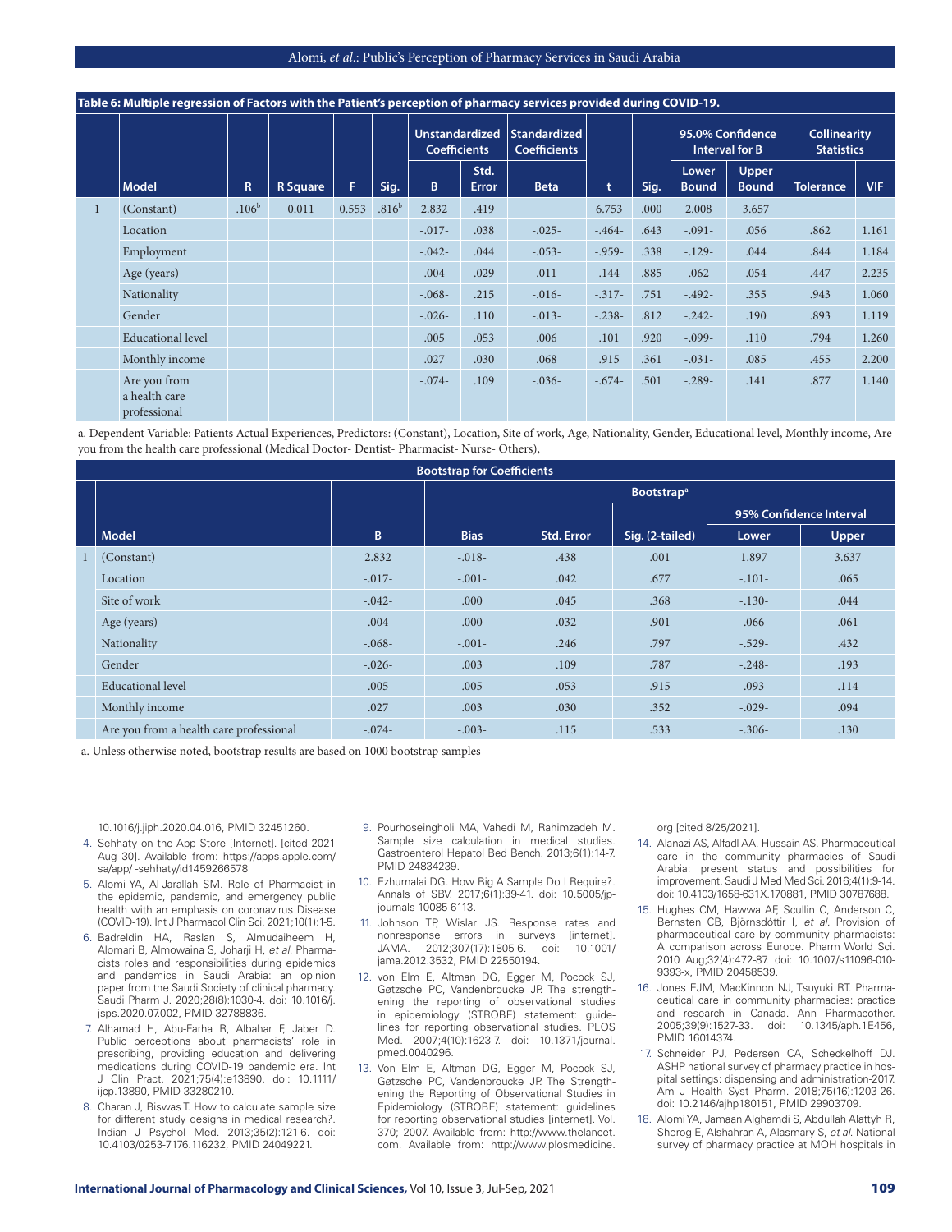**Table 6: Multiple regression of Factors with the Patient's perception of pharmacy services provided during COVID-19.**

| | Model | R | R Square | F | Sig. | Unstandardized Coefficients | | Standardized Coefficients | t | Sig. | 95.0% Confidence Interval for B | | Collinearity Statistics | |
|---|---|---|---|---|---|---|---|---|---|---|---|---|---|---|
| | | | | | | B | Std. Error | Beta | | | Lower Bound | Upper Bound | Tolerance | VIF |
| 1 | (Constant) | .106[b] | 0.011 | 0.553 | .816[b] | 2.832 | .419 | | 6.753 | .000 | 2.008 | 3.657 | | |
| | Location | | | | | -.017- | .038 | -.025- | -.464- | .643 | -.091- | .056 | .862 | 1.161 |
| | Employment | | | | | -.042- | .044 | -.053- | -.959- | .338 | -.129- | .044 | .844 | 1.184 |
| | Age (years) | | | | | -.004- | .029 | -.011- | -.144- | .885 | -.062- | .054 | .447 | 2.235 |
| | Nationality | | | | | -.068- | .215 | -.016- | -.317- | .751 | -.492- | .355 | .943 | 1.060 |
| | Gender | | | | | -.026- | .110 | -.013- | -.238- | .812 | -.242- | .190 | .893 | 1.119 |
| | Educational level | | | | | .005 | .053 | .006 | .101 | .920 | -.099- | .110 | .794 | 1.260 |
| | Monthly income | | | | | .027 | .030 | .068 | .915 | .361 | -.031- | .085 | .455 | 2.200 |
| | Are you from a health care professional | | | | | -.074- | .109 | -.036- | -.674- | .501 | -.289- | .141 | .877 | 1.140 |

a. Dependent Variable: Patients Actual Experiences, Predictors: (Constant), Location, Site of work, Age, Nationality, Gender, Educational level, Monthly income, Are you from the health care professional (Medical Doctor- Dentist- Pharmacist- Nurse- Others),

**Bootstrap for Coefficients**

| | Model | B | Bootstrap[a] | | | | |
|---|---|---|---|---|---|---|---|
| | | | | | | 95% Confidence Interval | |
| | | | Bias | Std. Error | Sig. (2-tailed) | Lower | Upper |
| 1 | (Constant) | 2.832 | -.018- | .438 | .001 | 1.897 | 3.637 |
| | Location | -.017- | -.001- | .042 | .677 | -.101- | .065 |
| | Site of work | -.042- | .000 | .045 | .368 | -.130- | .044 |
| | Age (years) | -.004- | .000 | .032 | .901 | -.066- | .061 |
| | Nationality | -.068- | -.001- | .246 | .797 | -.529- | .432 |
| | Gender | -.026- | .003 | .109 | .787 | -.248- | .193 |
| | Educational level | .005 | .005 | .053 | .915 | -.093- | .114 |
| | Monthly income | .027 | .003 | .030 | .352 | -.029- | .094 |
| | Are you from a health care professional | -.074- | -.003- | .115 | .533 | -.306- | .130 |

a. Unless otherwise noted, bootstrap results are based on 1000 bootstrap samples

10.1016/j.jiph.2020.04.016, PMID 32451260.

4. Sehhaty on the App Store [Internet]. [cited 2021 Aug 30]. Available from: https://apps.apple.com/sa/app/ -sehhaty/id1459266578
5. Alomi YA, Al-Jarallah SM. Role of Pharmacist in the epidemic, pandemic, and emergency public health with an emphasis on coronavirus Disease (COVID-19). Int J Pharmacol Clin Sci. 2021;10(1):1-5.
6. Badreldin HA, Raslan S, Almudaiheem H, Alomari B, Almowaina S, Joharji H, *et al.* Pharmacists roles and responsibilities during epidemics and pandemics in Saudi Arabia: an opinion paper from the Saudi Society of clinical pharmacy. Saudi Pharm J. 2020;28(8):1030-4. doi: 10.1016/j.jsps.2020.07.002, PMID 32788836.
7. Alhamad H, Abu-Farha R, Albahar F, Jaber D. Public perceptions about pharmacists' role in prescribing, providing education and delivering medications during COVID-19 pandemic era. Int J Clin Pract. 2021;75(4):e13890. doi: 10.1111/ijcp.13890, PMID 33280210.
8. Charan J, Biswas T. How to calculate sample size for different study designs in medical research?. Indian J Psychol Med. 2013;35(2):121-6. doi: 10.4103/0253-7176.116232, PMID 24049221.
9. Pourhoseingholi MA, Vahedi M, Rahimzadeh M. Sample size calculation in medical studies. Gastroenterol Hepatol Bed Bench. 2013;6(1):14-7. PMID 24834239.
10. Ezhumalai DG. How Big A Sample Do I Require?. Annals of SBV. 2017;6(1):39-41. doi: 10.5005/jp-journals-10085-6113.
11. Johnson TP, Wislar JS. Response rates and nonresponse errors in surveys [internet]. JAMA. 2012;307(17):1805-6. doi: 10.1001/jama.2012.3532, PMID 22550194.
12. von Elm E, Altman DG, Egger M, Pocock SJ, Gøtzsche PC, Vandenbroucke JP. The strengthening the reporting of observational studies in epidemiology (STROBE) statement: guidelines for reporting observational studies. PLOS Med. 2007;4(10):1623-7. doi: 10.1371/journal.pmed.0040296.
13. Von Elm E, Altman DG, Egger M, Pocock SJ, Gøtzsche PC, Vandenbroucke JP. The Strengthening the Reporting of Observational Studies in Epidemiology (STROBE) statement: guidelines for reporting observational studies [internet]. Vol. 370; 2007. Available from: http://www.thelancet.com. Available from: http://www.plosmedicine.org [cited 8/25/2021].
14. Alanazi AS, Alfadl AA, Hussain AS. Pharmaceutical care in the community pharmacies of Saudi Arabia: present status and possibilities for improvement. Saudi J Med Med Sci. 2016;4(1):9-14. doi: 10.4103/1658-631X.170881, PMID 30787688.
15. Hughes CM, Hawwa AF, Scullin C, Anderson C, Bernsten CB, Björnsdóttir I, *et al.* Provision of pharmaceutical care by community pharmacists: A comparison across Europe. Pharm World Sci. 2010 Aug;32(4):472-87. doi: 10.1007/s11096-010-9393-x, PMID 20458539.
16. Jones EJM, MacKinnon NJ, Tsuyuki RT. Pharmaceutical care in community pharmacies: practice and research in Canada. Ann Pharmacother. 2005;39(9):1527-33. doi: 10.1345/aph.1E456, PMID 16014374.
17. Schneider PJ, Pedersen CA, Scheckelhoff DJ. ASHP national survey of pharmacy practice in hospital settings: dispensing and administration-2017. Am J Health Syst Pharm. 2018;75(16):1203-26. doi: 10.2146/ajhp180151, PMID 29903709.
18. Alomi YA, Jamaan Alghamdi S, Abdullah Alattyh R, Shorog E, Alshahran A, Alasmary S, *et al.* National survey of pharmacy practice at MOH hospitals in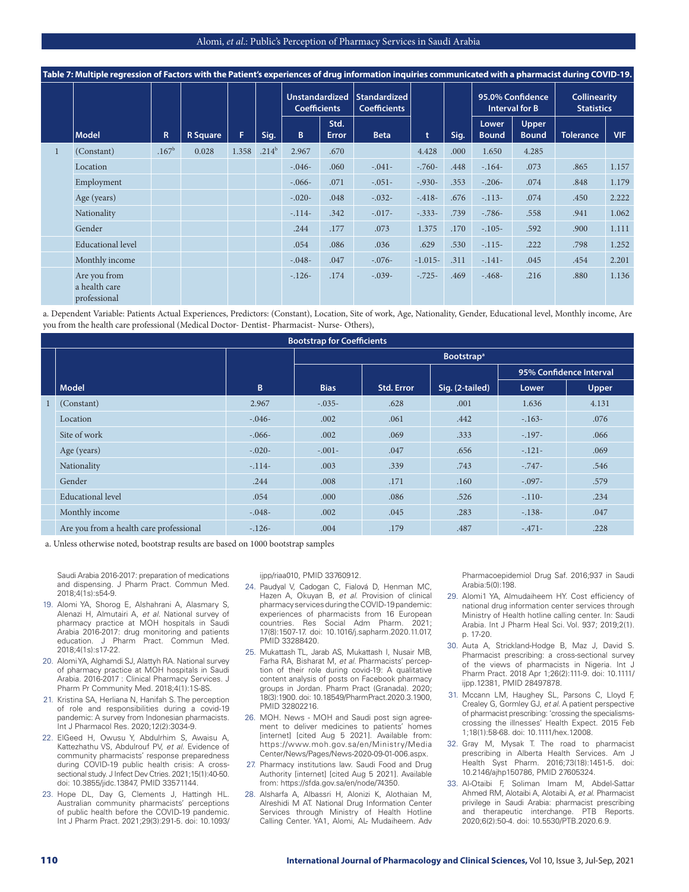**Table 7: Multiple regression of Factors with the Patient's experiences of drug information inquiries communicated with a pharmacist during COVID-19.**

| | | | | | | Unstandardized Coefficients | | Standardized Coefficients | | | 95.0% Confidence Interval for B | | Collinearity Statistics | |
|---|---|---|---|---|---|---|---|---|---|---|---|---|---|---|
| | Model | R | R Square | F | Sig. | B | Std. Error | Beta | t | Sig. | Lower Bound | Upper Bound | Tolerance | VIF |
| 1 | (Constant) | .167[b] | 0.028 | 1.358 | .214[b] | 2.967 | .670 | | 4.428 | .000 | 1.650 | 4.285 | | |
| | Location | | | | | -.046- | .060 | -.041- | -.760- | .448 | -.164- | .073 | .865 | 1.157 |
| | Employment | | | | | -.066- | .071 | -.051- | -.930- | .353 | -.206- | .074 | .848 | 1.179 |
| | Age (years) | | | | | -.020- | .048 | -.032- | -.418- | .676 | -.113- | .074 | .450 | 2.222 |
| | Nationality | | | | | -.114- | .342 | -.017- | -.333- | .739 | -.786- | .558 | .941 | 1.062 |
| | Gender | | | | | .244 | .177 | .073 | 1.375 | .170 | -.105- | .592 | .900 | 1.111 |
| | Educational level | | | | | .054 | .086 | .036 | .629 | .530 | -.115- | .222 | .798 | 1.252 |
| | Monthly income | | | | | -.048- | .047 | -.076- | -1.015- | .311 | -.141- | .045 | .454 | 2.201 |
| | Are you from a health care professional | | | | | -.126- | .174 | -.039- | -.725- | .469 | -.468- | .216 | .880 | 1.136 |

a. Dependent Variable: Patients Actual Experiences, Predictors: (Constant), Location, Site of work, Age, Nationality, Gender, Educational level, Monthly income, Are you from the health care professional (Medical Doctor- Dentist- Pharmacist- Nurse- Others),

**Bootstrap for Coefficients**

| | | | Bootstrap[a] | | | | |
|---|---|---|---|---|---|---|---|
| | | | | | | 95% Confidence Interval | |
| | Model | B | Bias | Std. Error | Sig. (2-tailed) | Lower | Upper |
| 1 | (Constant) | 2.967 | -.035- | .628 | .001 | 1.636 | 4.131 |
| | Location | -.046- | .002 | .061 | .442 | -.163- | .076 |
| | Site of work | -.066- | .002 | .069 | .333 | -.197- | .066 |
| | Age (years) | -.020- | -.001- | .047 | .656 | -.121- | .069 |
| | Nationality | -.114- | .003 | .339 | .743 | -.747- | .546 |
| | Gender | .244 | .008 | .171 | .160 | -.097- | .579 |
| | Educational level | .054 | .000 | .086 | .526 | -.110- | .234 |
| | Monthly income | -.048- | .002 | .045 | .283 | -.138- | .047 |
| | Are you from a health care professional | -.126- | .004 | .179 | .487 | -.471- | .228 |

a. Unless otherwise noted, bootstrap results are based on 1000 bootstrap samples

Saudi Arabia 2016-2017: preparation of medications and dispensing. J Pharm Pract. Commun Med. 2018;4(1s):s54-9.

19. Alomi YA, Shorog E, Alshahrani A, Alasmary S, Alenazi H, Almutairi A, *et al.* National survey of pharmacy practice at MOH hospitals in Saudi Arabia 2016-2017: drug monitoring and patients education. J Pharm Pract. Commun Med. 2018;4(1s):s17-22.
20. Alomi YA, Alghamdi SJ, Alattyh RA. National survey of pharmacy practice at MOH hospitals in Saudi Arabia. 2016-2017 : Clinical Pharmacy Services. J Pharm Pr Community Med. 2018;4(1):1S-8S.
21. Kristina SA, Herliana N, Hanifah S. The perception of role and responsibilities during a covid-19 pandemic: A survey from Indonesian pharmacists. Int J Pharmacol Res. 2020;12(2):3034-9.
22. ElGeed H, Owusu Y, Abdulrhim S, Awaisu A, Kattezhathu VS, Abdulrouf PV, *et al.* Evidence of community pharmacists' response preparedness during COVID-19 public health crisis: A cross-sectional study. J Infect Dev Ctries. 2021;15(1):40-50. doi: 10.3855/jidc.13847, PMID 33571144.
23. Hope DL, Day G, Clements J, Hattingh HL. Australian community pharmacists' perceptions of public health before the COVID-19 pandemic. Int J Pharm Pract. 2021;29(3):291-5. doi: 10.1093/ijpp/riaa010, PMID 33760912.
24. Paudyal V, Cadogan C, Fialová D, Henman MC, Hazen A, Okuyan B, *et al.* Provision of clinical pharmacy services during the COVID-19 pandemic: experiences of pharmacists from 16 European countries. Res Social Adm Pharm. 2021; 17(8):1507-17. doi: 10.1016/j.sapharm.2020.11.017, PMID 33288420.
25. Mukattash TL, Jarab AS, Mukattash I, Nusair MB, Farha RA, Bisharat M, *et al.* Pharmacists' perception of their role during covid-19: A qualitative content analysis of posts on Facebook pharmacy groups in Jordan. Pharm Pract (Granada). 2020; 18(3):1900. doi: 10.18549/PharmPract.2020.3.1900, PMID 32802216.
26. MOH. News - MOH and Saudi post sign agreement to deliver medicines to patients' homes [internet] [cited Aug 5 2021]. Available from: https://www.moh.gov.sa/en/Ministry/Media Center/News/Pages/News-2020-09-01-006.aspx.
27. Pharmacy institutions law. Saudi Food and Drug Authority [internet] [cited Aug 5 2021]. Available from: https://sfda.gov.sa/en/node/74350.
28. Alsharfa A, Albassri H, Alonizi K, Alothaian M, Alreshidi M AT. National Drug Information Center Services through Ministry of Health Hotline Calling Center. YA1, Alomi, AL- Mudaiheem. Adv Pharmacoepidemiol Drug Saf. 2016;937 in Saudi Arabia:5(0):198.
29. Alomi1 YA, Almudaiheem HY. Cost efficiency of national drug information center services through Ministry of Health hotline calling center. In: Saudi Arabia. Int J Pharm Heal Sci. Vol. 937; 2019;2(1). p. 17-20.
30. Auta A, Strickland-Hodge B, Maz J, David S. Pharmacist prescribing: a cross-sectional survey of the views of pharmacists in Nigeria. Int J Pharm Pract. 2018 Apr 1;26(2):111-9. doi: 10.1111/ijpp.12381, PMID 28497878.
31. Mccann LM, Haughey SL, Parsons C, Lloyd F, Crealey G, Gormley GJ, *et al.* A patient perspective of pharmacist prescribing: 'crossing the specialisms-crossing the illnesses' Health Expect. 2015 Feb 1;18(1):58-68. doi: 10.1111/hex.12008.
32. Gray M, Mysak T. The road to pharmacist prescribing in Alberta Health Services. Am J Health Syst Pharm. 2016;73(18):1451-5. doi: 10.2146/ajhp150786, PMID 27605324.
33. Al-Otaibi F, Soliman Imam M, Abdel-Sattar Ahmed RM, Alotaibi A, Alotaibi A, *et al.* Pharmacist privilege in Saudi Arabia: pharmacist prescribing and therapeutic interchange. PTB Reports. 2020;6(2):50-4. doi: 10.5530/PTB.2020.6.9.